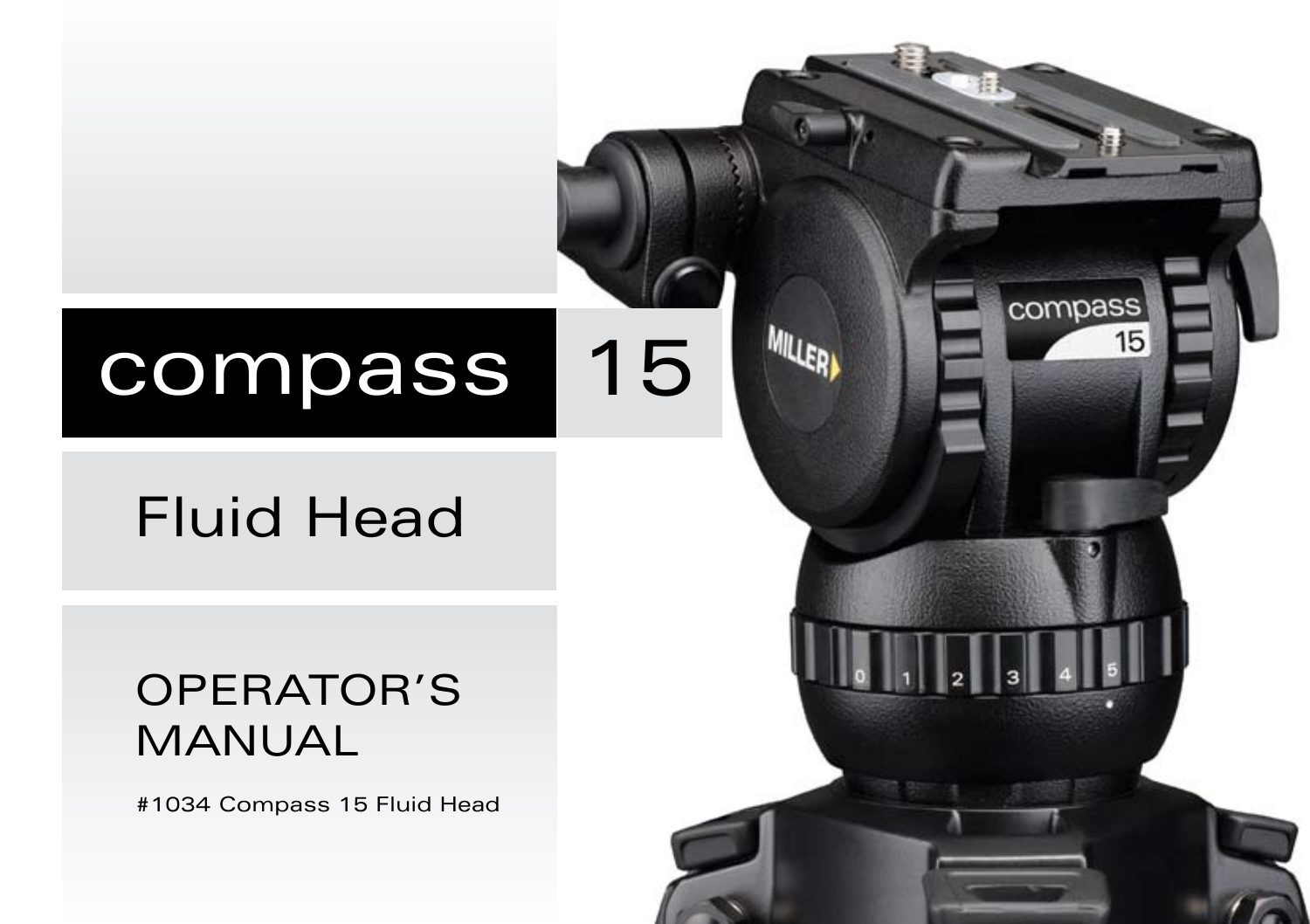# compass 15

## Fluid Head

### OPERATOR'S MANUAL

#1034 Compass 15 Fluid Head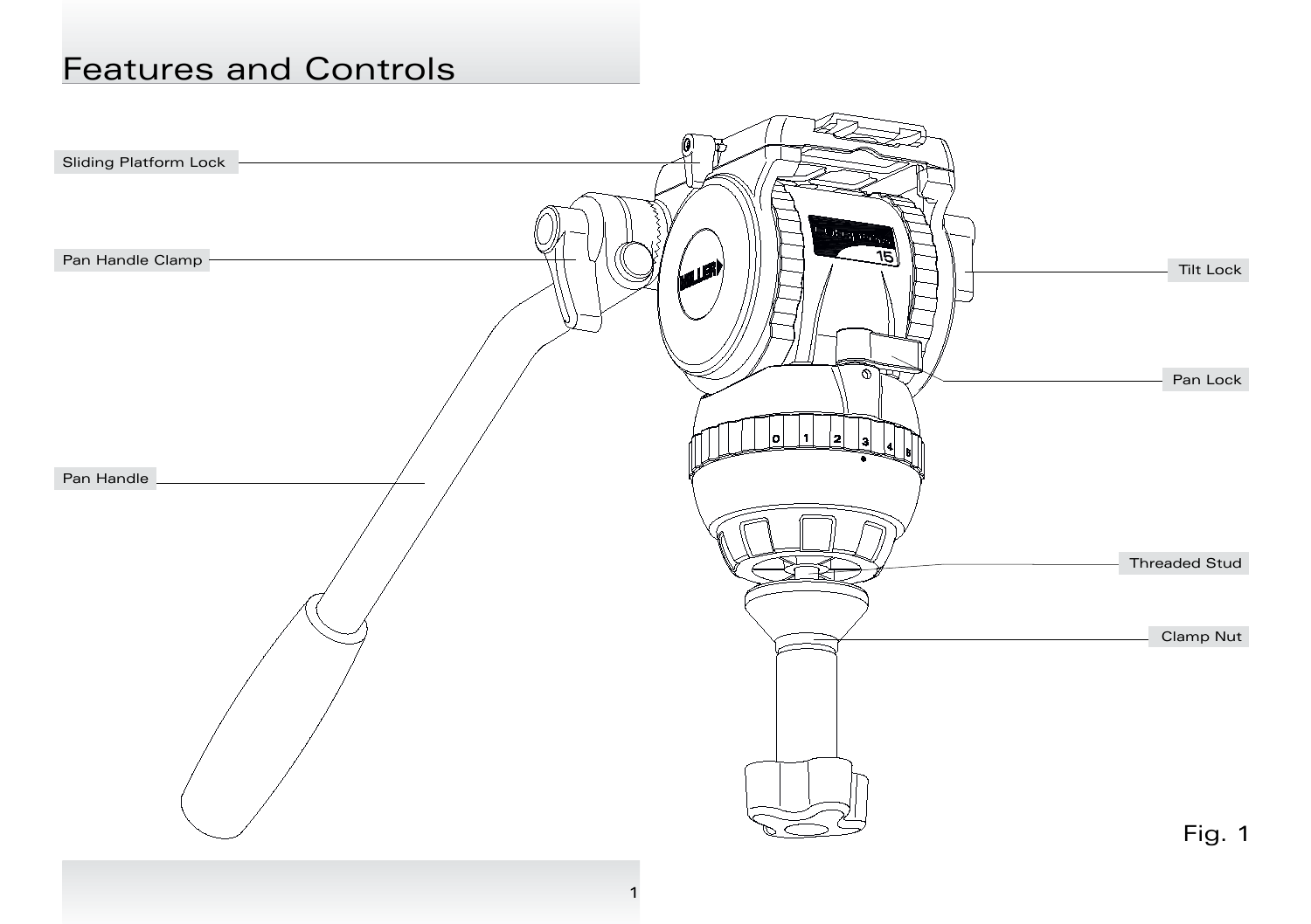# Features and Controls

Sliding Platform Lock

Pan Handle Clamp

Pan Handle

Tilt Lock

Pan Lock

Threaded Stud

Clamp Nut

Fig. 1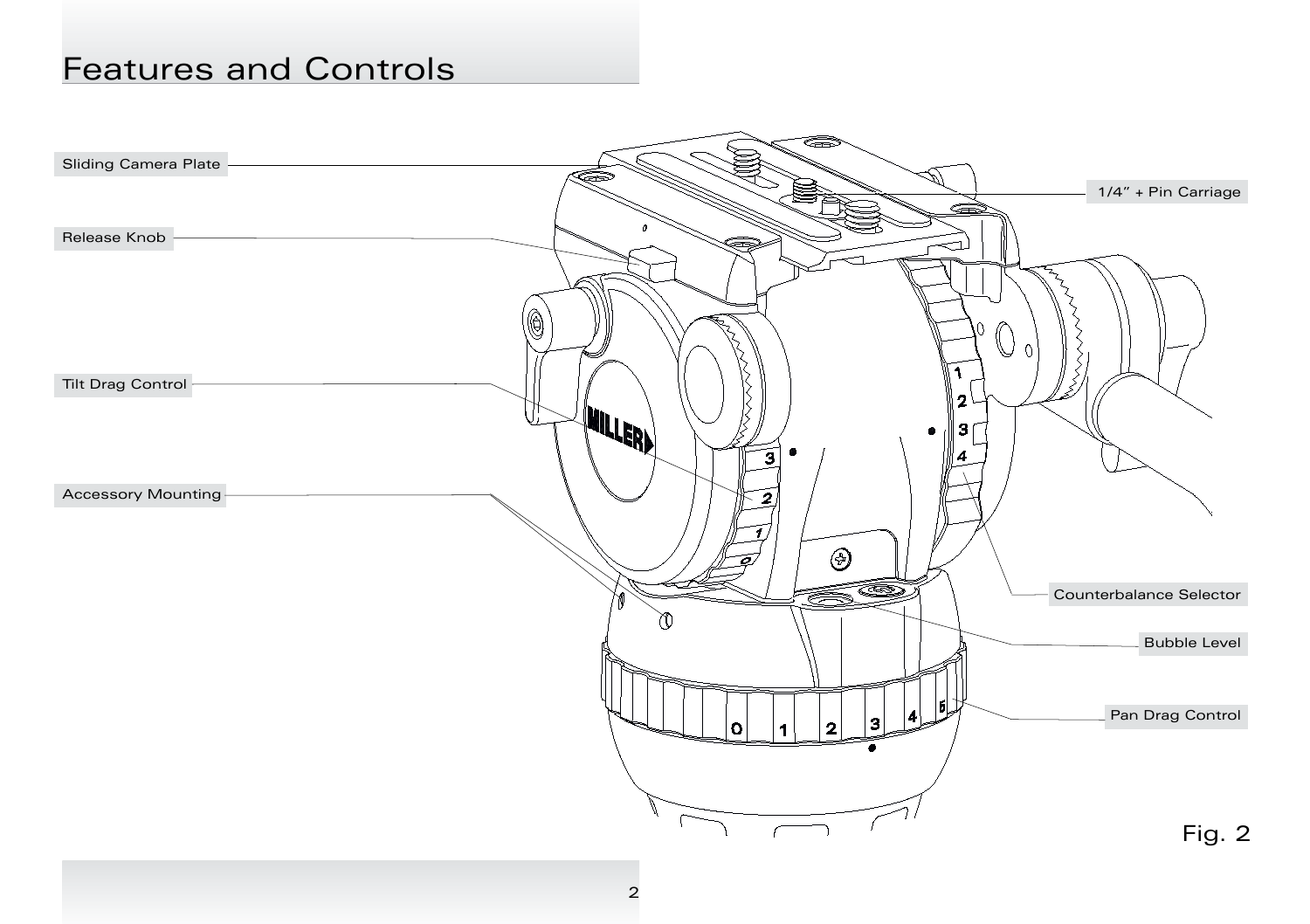# Features and Controls

Sliding Camera Plate

Release Knob

Tilt Drag Control

Accessory Mounting

1/4" + Pin Carriage

Counterbalance Selector

Bubble Level

Pan Drag Control

Fig. 2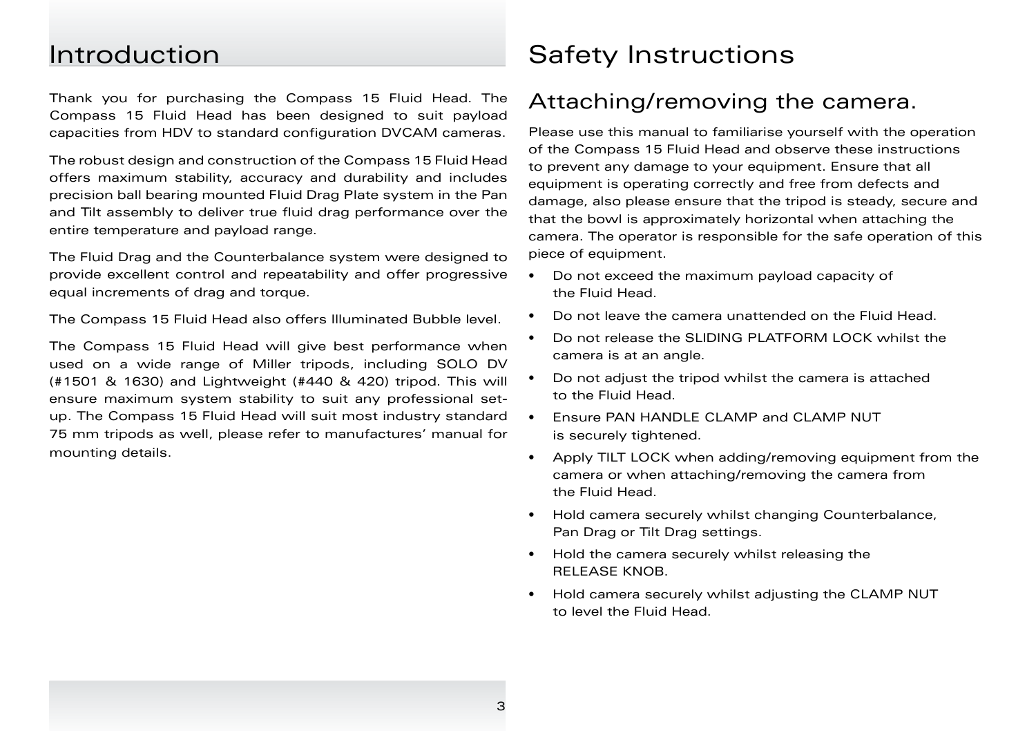# Introduction

Thank you for purchasing the Compass 15 Fluid Head. The Compass 15 Fluid Head has been designed to suit payload capacities from HDV to standard configuration DVCAM cameras.

The robust design and construction of the Compass 15 Fluid Head offers maximum stability, accuracy and durability and includes precision ball bearing mounted Fluid Drag Plate system in the Pan and Tilt assembly to deliver true fluid drag performance over the entire temperature and payload range.

The Fluid Drag and the Counterbalance system were designed to provide excellent control and repeatability and offer progressive equal increments of drag and torque.

The Compass 15 Fluid Head also offers Illuminated Bubble level.

The Compass 15 Fluid Head will give best performance when used on a wide range of Miller tripods, including SOLO DV (#1501 & 1630) and Lightweight (#440 & 420) tripod. This will ensure maximum system stability to suit any professional set-up. The Compass 15 Fluid Head will suit most industry standard 75 mm tripods as well, please refer to manufactures' manual for mounting details.

# Safety Instructions

## Attaching/removing the camera.

Please use this manual to familiarise yourself with the operation of the Compass 15 Fluid Head and observe these instructions to prevent any damage to your equipment. Ensure that all equipment is operating correctly and free from defects and damage, also please ensure that the tripod is steady, secure and that the bowl is approximately horizontal when attaching the camera. The operator is responsible for the safe operation of this piece of equipment.

- Do not exceed the maximum payload capacity of the Fluid Head.
- Do not leave the camera unattended on the Fluid Head.
- Do not release the SLIDING PLATFORM LOCK whilst the camera is at an angle.
- Do not adjust the tripod whilst the camera is attached to the Fluid Head.
- Ensure PAN HANDLE CLAMP and CLAMP NUT is securely tightened.
- Apply TILT LOCK when adding/removing equipment from the camera or when attaching/removing the camera from the Fluid Head.
- Hold camera securely whilst changing Counterbalance, Pan Drag or Tilt Drag settings.
- Hold the camera securely whilst releasing the RELEASE KNOB.
- Hold camera securely whilst adjusting the CLAMP NUT to level the Fluid Head.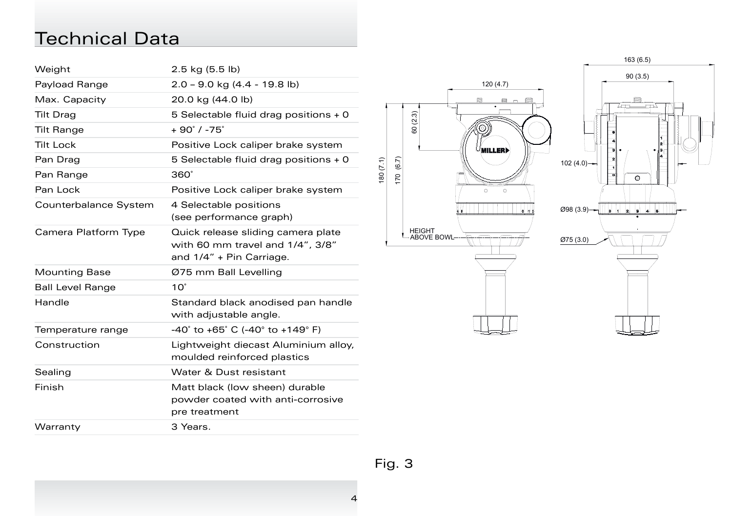# Technical Data

| | |
|---|---|
| Weight | 2.5 kg (5.5 lb) |
| Payload Range | 2.0 – 9.0 kg (4.4 - 19.8 lb) |
| Max. Capacity | 20.0 kg (44.0 lb) |
| Tilt Drag | 5 Selectable fluid drag positions + 0 |
| Tilt Range | + 90˚ / -75˚ |
| Tilt Lock | Positive Lock caliper brake system |
| Pan Drag | 5 Selectable fluid drag positions + 0 |
| Pan Range | 360˚ |
| Pan Lock | Positive Lock caliper brake system |
| Counterbalance System | 4 Selectable positions (see performance graph) |
| Camera Platform Type | Quick release sliding camera plate with 60 mm travel and 1/4”, 3/8” and 1/4” + Pin Carriage. |
| Mounting Base | Ø75 mm Ball Levelling |
| Ball Level Range | 10˚ |
| Handle | Standard black anodised pan handle with adjustable angle. |
| Temperature range | -40˚ to +65˚ C (-40° to +149° F) |
| Construction | Lightweight diecast Aluminium alloy, moulded reinforced plastics |
| Sealing | Water & Dust resistant |
| Finish | Matt black (low sheen) durable powder coated with anti-corrosive pre treatment |
| Warranty | 3 Years. |

Fig. 3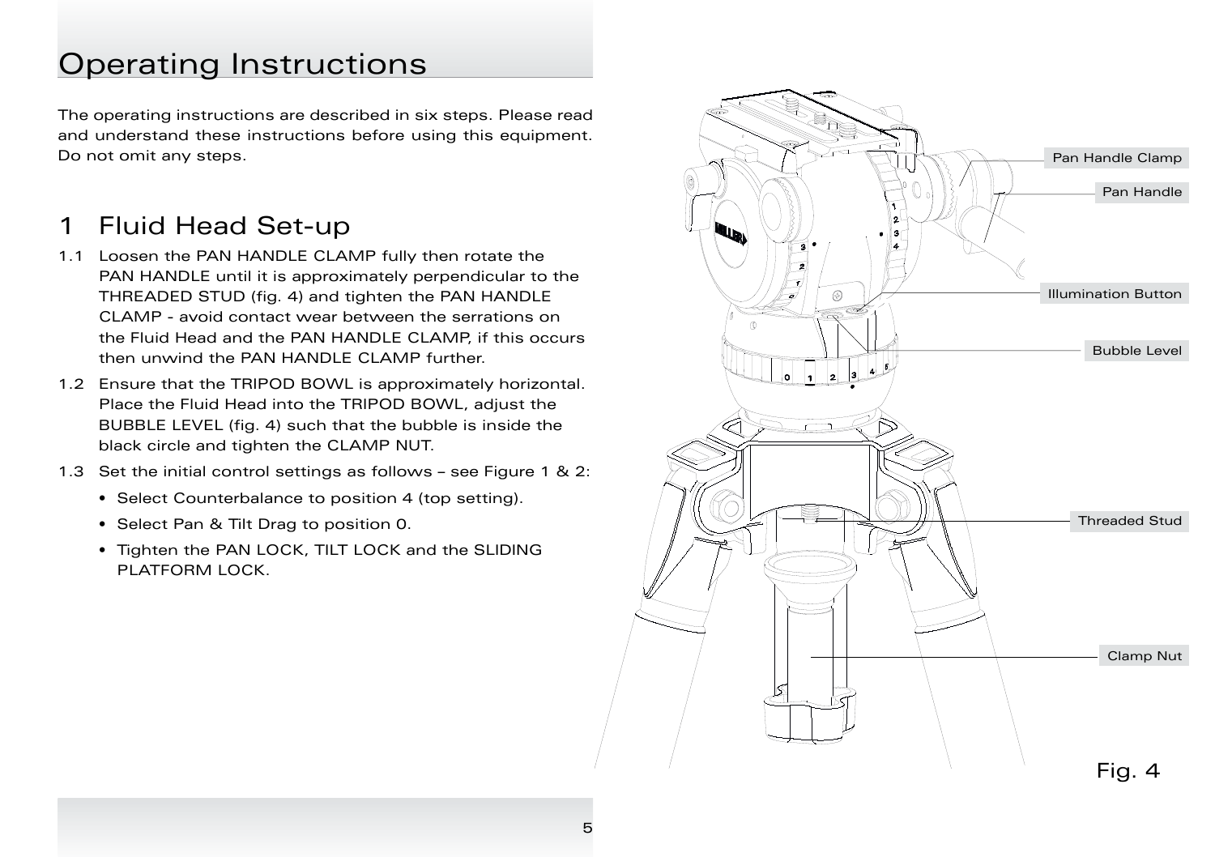# Operating Instructions

The operating instructions are described in six steps. Please read and understand these instructions before using this equipment. Do not omit any steps.

## 1 Fluid Head Set-up

1.1 Loosen the PAN HANDLE CLAMP fully then rotate the PAN HANDLE until it is approximately perpendicular to the THREADED STUD (fig. 4) and tighten the PAN HANDLE CLAMP - avoid contact wear between the serrations on the Fluid Head and the PAN HANDLE CLAMP, if this occurs then unwind the PAN HANDLE CLAMP further.

1.2 Ensure that the TRIPOD BOWL is approximately horizontal. Place the Fluid Head into the TRIPOD BOWL, adjust the BUBBLE LEVEL (fig. 4) such that the bubble is inside the black circle and tighten the CLAMP NUT.

1.3 Set the initial control settings as follows – see Figure 1 & 2:

- Select Counterbalance to position 4 (top setting).
- Select Pan & Tilt Drag to position 0.
- Tighten the PAN LOCK, TILT LOCK and the SLIDING PLATFORM LOCK.

Pan Handle Clamp

Pan Handle

Illumination Button

Bubble Level

Threaded Stud

Clamp Nut

Fig. 4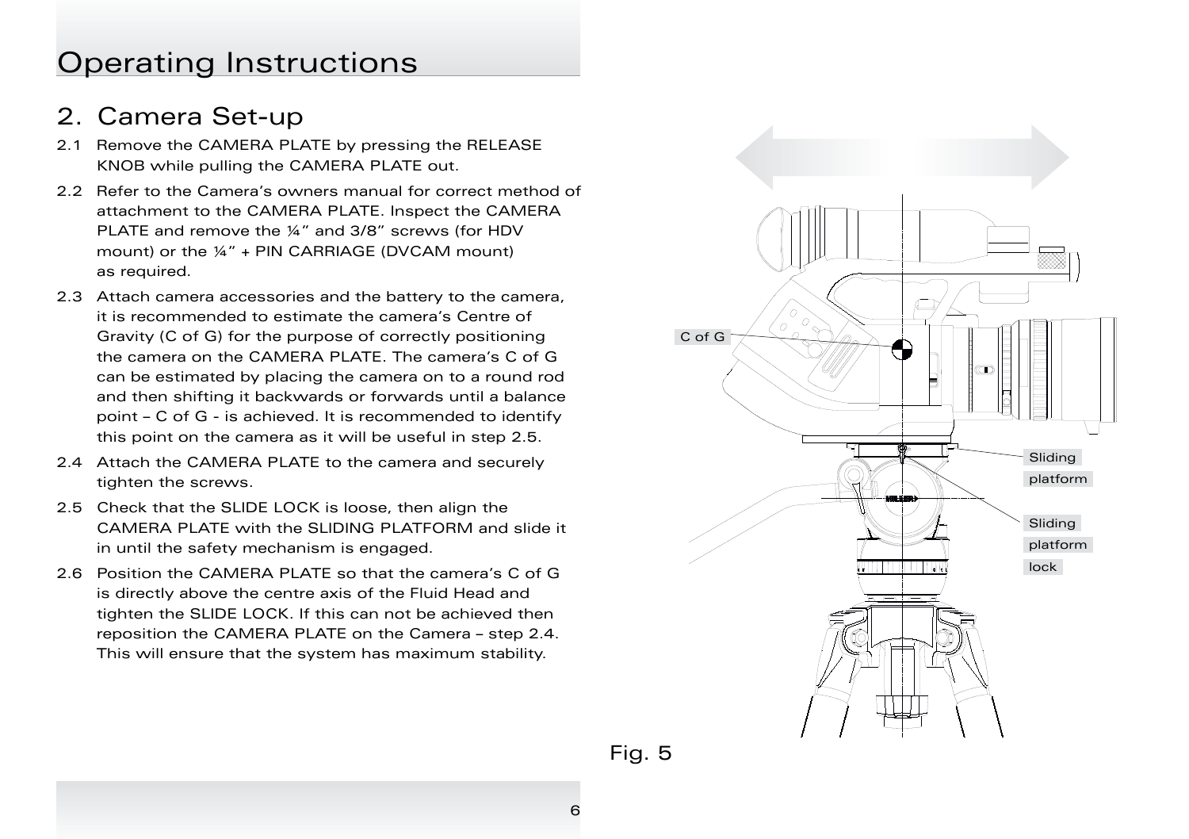# Operating Instructions

## 2. Camera Set-up

2.1 Remove the CAMERA PLATE by pressing the RELEASE KNOB while pulling the CAMERA PLATE out.

2.2 Refer to the Camera's owners manual for correct method of attachment to the CAMERA PLATE. Inspect the CAMERA PLATE and remove the ¼" and 3/8" screws (for HDV mount) or the ¼" + PIN CARRIAGE (DVCAM mount) as required.

2.3 Attach camera accessories and the battery to the camera, it is recommended to estimate the camera's Centre of Gravity (C of G) for the purpose of correctly positioning the camera on the CAMERA PLATE. The camera's C of G can be estimated by placing the camera on to a round rod and then shifting it backwards or forwards until a balance point – C of G - is achieved. It is recommended to identify this point on the camera as it will be useful in step 2.5.

2.4 Attach the CAMERA PLATE to the camera and securely tighten the screws.

2.5 Check that the SLIDE LOCK is loose, then align the CAMERA PLATE with the SLIDING PLATFORM and slide it in until the safety mechanism is engaged.

2.6 Position the CAMERA PLATE so that the camera's C of G is directly above the centre axis of the Fluid Head and tighten the SLIDE LOCK. If this can not be achieved then reposition the CAMERA PLATE on the Camera – step 2.4. This will ensure that the system has maximum stability.

C of G

Sliding platform

Sliding platform lock

Fig. 5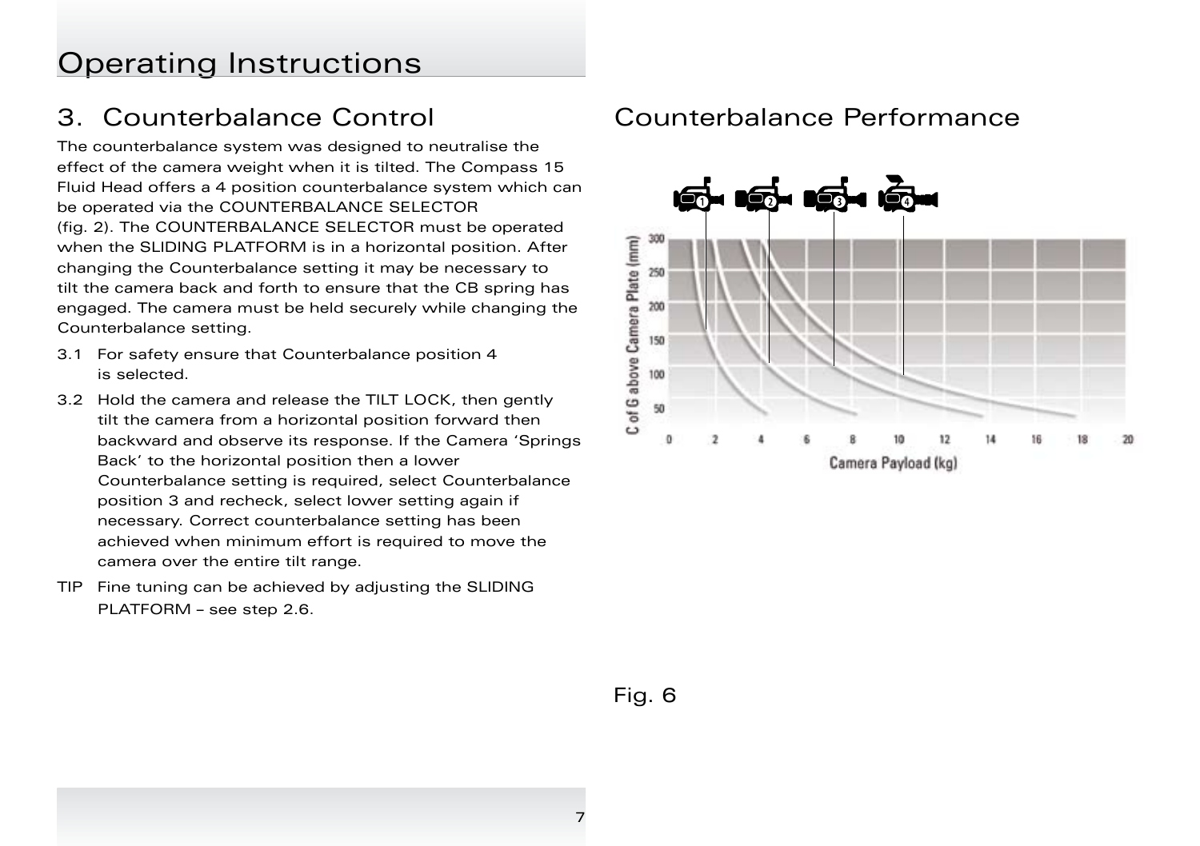# Operating Instructions

## 3. Counterbalance Control

The counterbalance system was designed to neutralise the effect of the camera weight when it is tilted. The Compass 15 Fluid Head offers a 4 position counterbalance system which can be operated via the COUNTERBALANCE SELECTOR (fig. 2). The COUNTERBALANCE SELECTOR must be operated when the SLIDING PLATFORM is in a horizontal position. After changing the Counterbalance setting it may be necessary to tilt the camera back and forth to ensure that the CB spring has engaged. The camera must be held securely while changing the Counterbalance setting.

3.1 For safety ensure that Counterbalance position 4 is selected.

3.2 Hold the camera and release the TILT LOCK, then gently tilt the camera from a horizontal position forward then backward and observe its response. If the Camera 'Springs Back' to the horizontal position then a lower Counterbalance setting is required, select Counterbalance position 3 and recheck, select lower setting again if necessary. Correct counterbalance setting has been achieved when minimum effort is required to move the camera over the entire tilt range.

TIP Fine tuning can be achieved by adjusting the SLIDING PLATFORM – see step 2.6.

## Counterbalance Performance

Fig. 6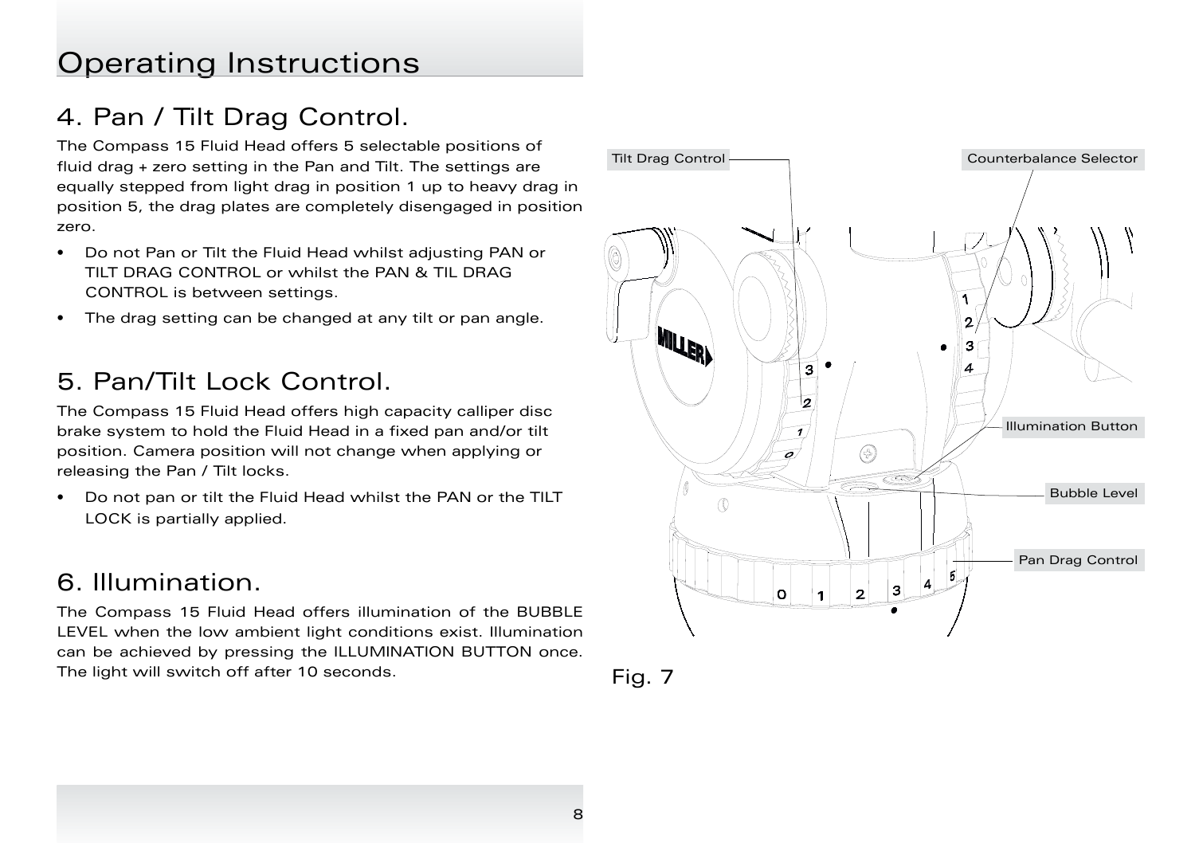# Operating Instructions

## 4. Pan / Tilt Drag Control.

The Compass 15 Fluid Head offers 5 selectable positions of fluid drag + zero setting in the Pan and Tilt. The settings are equally stepped from light drag in position 1 up to heavy drag in position 5, the drag plates are completely disengaged in position zero.

- Do not Pan or Tilt the Fluid Head whilst adjusting PAN or TILT DRAG CONTROL or whilst the PAN & TIL DRAG CONTROL is between settings.
- The drag setting can be changed at any tilt or pan angle.

## 5. Pan/Tilt Lock Control.

The Compass 15 Fluid Head offers high capacity calliper disc brake system to hold the Fluid Head in a fixed pan and/or tilt position. Camera position will not change when applying or releasing the Pan / Tilt locks.

- Do not pan or tilt the Fluid Head whilst the PAN or the TILT LOCK is partially applied.

## 6. Illumination.

The Compass 15 Fluid Head offers illumination of the BUBBLE LEVEL when the low ambient light conditions exist. Illumination can be achieved by pressing the ILLUMINATION BUTTON once. The light will switch off after 10 seconds.

Tilt Drag Control

Counterbalance Selector

Illumination Button

Bubble Level

Pan Drag Control

Fig. 7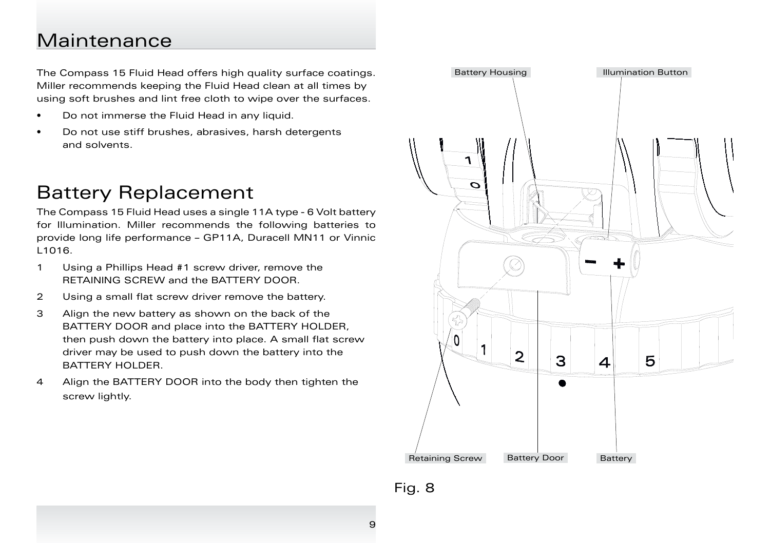# Maintenance

The Compass 15 Fluid Head offers high quality surface coatings. Miller recommends keeping the Fluid Head clean at all times by using soft brushes and lint free cloth to wipe over the surfaces.

- Do not immerse the Fluid Head in any liquid.
- Do not use stiff brushes, abrasives, harsh detergents and solvents.

# Battery Replacement

The Compass 15 Fluid Head uses a single 11A type - 6 Volt battery for Illumination. Miller recommends the following batteries to provide long life performance – GP11A, Duracell MN11 or Vinnic L1016.

1. Using a Phillips Head #1 screw driver, remove the RETAINING SCREW and the BATTERY DOOR.
2. Using a small flat screw driver remove the battery.
3. Align the new battery as shown on the back of the BATTERY DOOR and place into the BATTERY HOLDER, then push down the battery into place. A small flat screw driver may be used to push down the battery into the BATTERY HOLDER.
4. Align the BATTERY DOOR into the body then tighten the screw lightly.

Battery Housing

Illumination Button

Retaining Screw

Battery Door

Battery

Fig. 8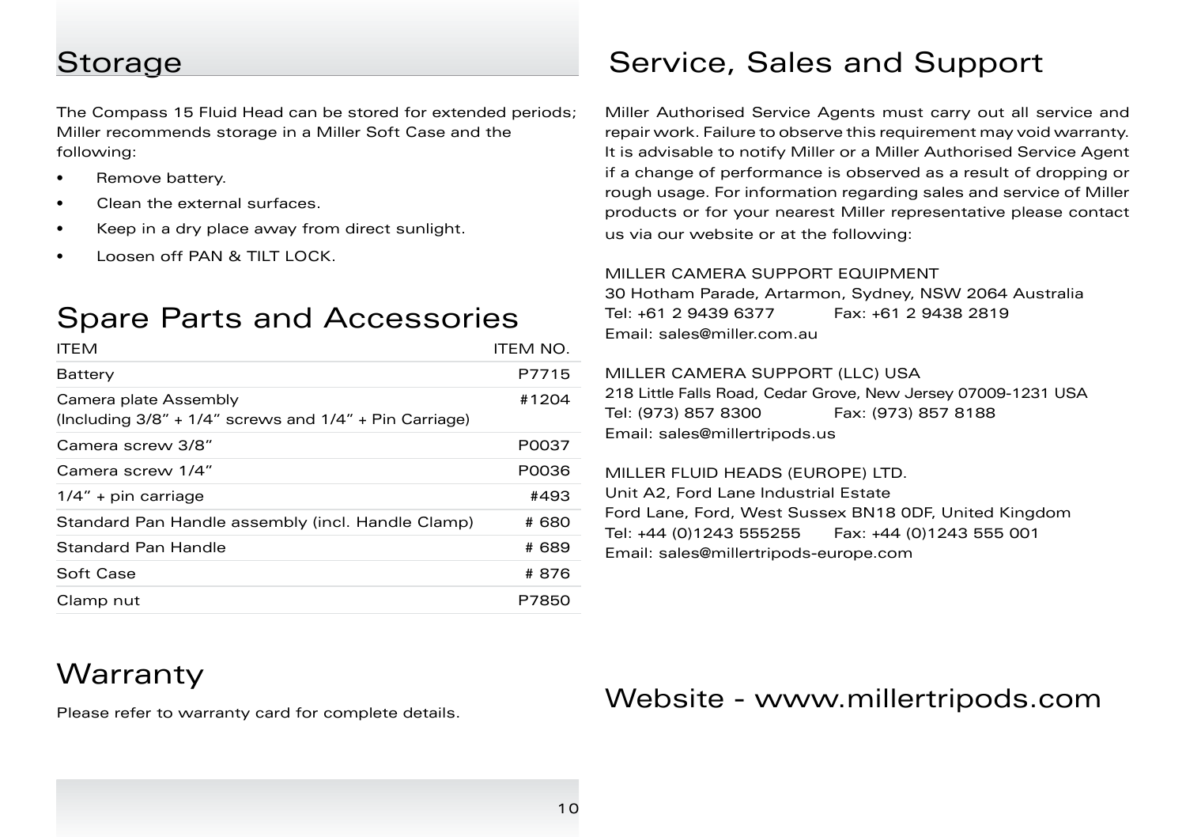## Storage

The Compass 15 Fluid Head can be stored for extended periods; Miller recommends storage in a Miller Soft Case and the following:

- Remove battery.
- Clean the external surfaces.
- Keep in a dry place away from direct sunlight.
- Loosen off PAN & TILT LOCK.

## Spare Parts and Accessories

| ITEM | ITEM NO. |
|---|---|
| Battery | P7715 |
| Camera plate Assembly (Including 3/8” + 1/4” screws and 1/4” + Pin Carriage) | #1204 |
| Camera screw 3/8” | P0037 |
| Camera screw 1/4” | P0036 |
| 1/4” + pin carriage | #493 |
| Standard Pan Handle assembly (incl. Handle Clamp) | # 680 |
| Standard Pan Handle | # 689 |
| Soft Case | # 876 |
| Clamp nut | P7850 |

## Warranty

Please refer to warranty card for complete details.

## Service, Sales and Support

Miller Authorised Service Agents must carry out all service and repair work. Failure to observe this requirement may void warranty. It is advisable to notify Miller or a Miller Authorised Service Agent if a change of performance is observed as a result of dropping or rough usage. For information regarding sales and service of Miller products or for your nearest Miller representative please contact us via our website or at the following:

MILLER CAMERA SUPPORT EQUIPMENT
30 Hotham Parade, Artarmon, Sydney, NSW 2064 Australia
Tel: +61 2 9439 6377 Fax: +61 2 9438 2819
Email: sales@miller.com.au

MILLER CAMERA SUPPORT (LLC) USA
218 Little Falls Road, Cedar Grove, New Jersey 07009-1231 USA
Tel: (973) 857 8300 Fax: (973) 857 8188
Email: sales@millertripods.us

MILLER FLUID HEADS (EUROPE) LTD.
Unit A2, Ford Lane Industrial Estate
Ford Lane, Ford, West Sussex BN18 0DF, United Kingdom
Tel: +44 (0)1243 555255 Fax: +44 (0)1243 555 001
Email: sales@millertripods-europe.com

## Website - www.millertripods.com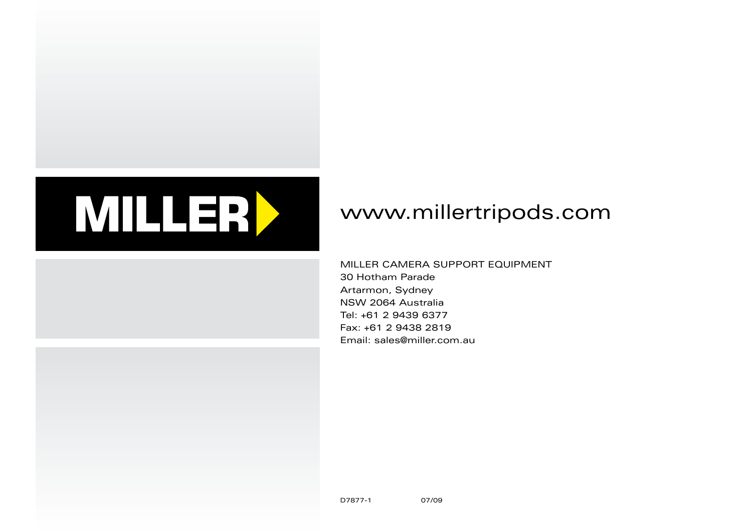MILLER

www.millertripods.com

MILLER CAMERA SUPPORT EQUIPMENT
30 Hotham Parade
Artarmon, Sydney
NSW 2064 Australia
Tel: +61 2 9439 6377
Fax: +61 2 9438 2819
Email: sales@miller.com.au

D7877-1 07/09